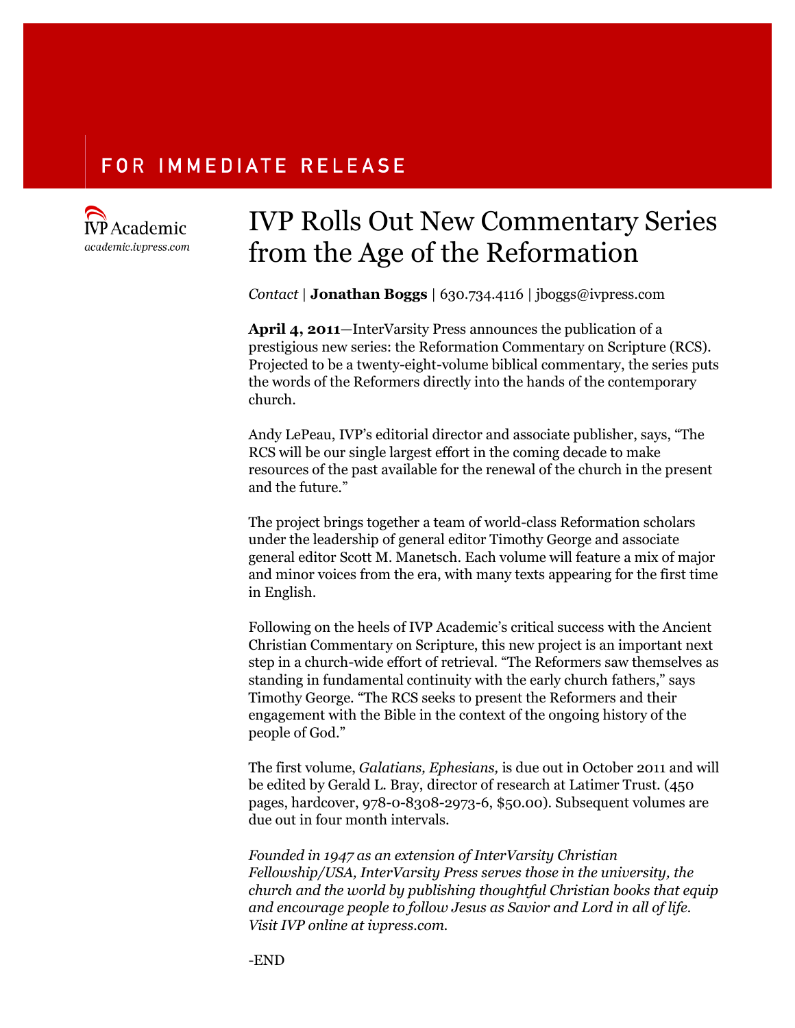FOR IMMEDIATE RELEASE

IVP Academic
*academic.ivpress.com*

# IVP Rolls Out New Commentary Series from the Age of the Reformation

*Contact* | **Jonathan Boggs** | 630.734.4116 | jboggs@ivpress.com

**April 4, 2011**—InterVarsity Press announces the publication of a prestigious new series: the Reformation Commentary on Scripture (RCS). Projected to be a twenty-eight-volume biblical commentary, the series puts the words of the Reformers directly into the hands of the contemporary church.

Andy LePeau, IVP's editorial director and associate publisher, says, "The RCS will be our single largest effort in the coming decade to make resources of the past available for the renewal of the church in the present and the future."

The project brings together a team of world-class Reformation scholars under the leadership of general editor Timothy George and associate general editor Scott M. Manetsch. Each volume will feature a mix of major and minor voices from the era, with many texts appearing for the first time in English.

Following on the heels of IVP Academic's critical success with the Ancient Christian Commentary on Scripture, this new project is an important next step in a church-wide effort of retrieval. "The Reformers saw themselves as standing in fundamental continuity with the early church fathers," says Timothy George. "The RCS seeks to present the Reformers and their engagement with the Bible in the context of the ongoing history of the people of God."

The first volume, *Galatians, Ephesians,* is due out in October 2011 and will be edited by Gerald L. Bray, director of research at Latimer Trust. (450 pages, hardcover, 978-0-8308-2973-6, $50.00). Subsequent volumes are due out in four month intervals.

*Founded in 1947 as an extension of InterVarsity Christian Fellowship/USA, InterVarsity Press serves those in the university, the church and the world by publishing thoughtful Christian books that equip and encourage people to follow Jesus as Savior and Lord in all of life. Visit IVP online at ivpress.com.*

-END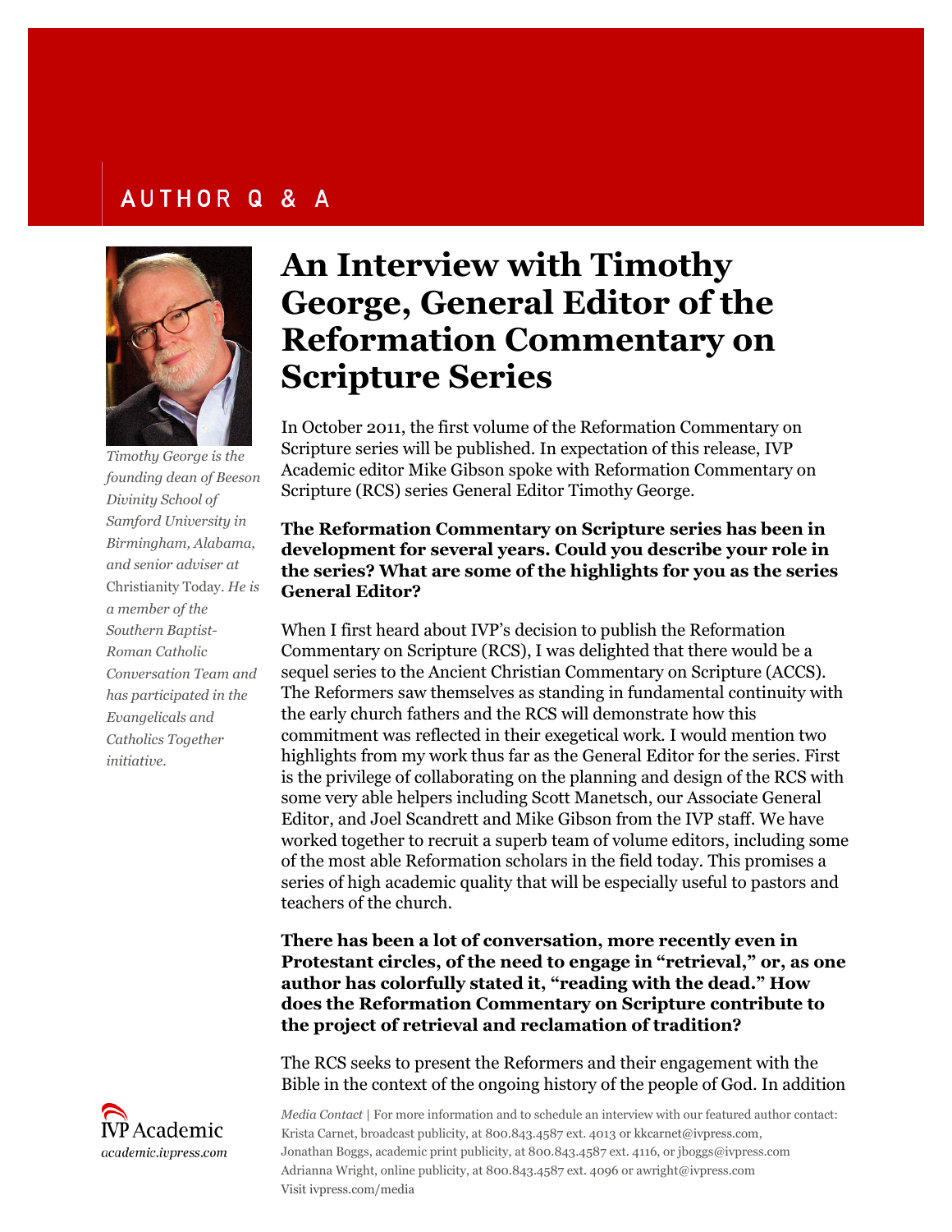AUTHOR Q & A

# An Interview with Timothy George, General Editor of the Reformation Commentary on Scripture Series

*Timothy George is the founding dean of Beeson Divinity School of Samford University in Birmingham, Alabama, and senior adviser at* Christianity Today. *He is a member of the Southern Baptist-Roman Catholic Conversation Team and has participated in the Evangelicals and Catholics Together initiative.*

In October 2011, the first volume of the Reformation Commentary on Scripture series will be published. In expectation of this release, IVP Academic editor Mike Gibson spoke with Reformation Commentary on Scripture (RCS) series General Editor Timothy George.

**The Reformation Commentary on Scripture series has been in development for several years. Could you describe your role in the series? What are some of the highlights for you as the series General Editor?**

When I first heard about IVP's decision to publish the Reformation Commentary on Scripture (RCS), I was delighted that there would be a sequel series to the Ancient Christian Commentary on Scripture (ACCS). The Reformers saw themselves as standing in fundamental continuity with the early church fathers and the RCS will demonstrate how this commitment was reflected in their exegetical work. I would mention two highlights from my work thus far as the General Editor for the series. First is the privilege of collaborating on the planning and design of the RCS with some very able helpers including Scott Manetsch, our Associate General Editor, and Joel Scandrett and Mike Gibson from the IVP staff. We have worked together to recruit a superb team of volume editors, including some of the most able Reformation scholars in the field today. This promises a series of high academic quality that will be especially useful to pastors and teachers of the church.

**There has been a lot of conversation, more recently even in Protestant circles, of the need to engage in "retrieval," or, as one author has colorfully stated it, "reading with the dead." How does the Reformation Commentary on Scripture contribute to the project of retrieval and reclamation of tradition?**

The RCS seeks to present the Reformers and their engagement with the Bible in the context of the ongoing history of the people of God. In addition

IVP Academic
academic.ivpress.com

*Media Contact* | For more information and to schedule an interview with our featured author contact:
Krista Carnet, broadcast publicity, at 800.843.4587 ext. 4013 or kkcarnet@ivpress.com,
Jonathan Boggs, academic print publicity, at 800.843.4587 ext. 4116, or jboggs@ivpress.com
Adrianna Wright, online publicity, at 800.843.4587 ext. 4096 or awright@ivpress.com
Visit ivpress.com/media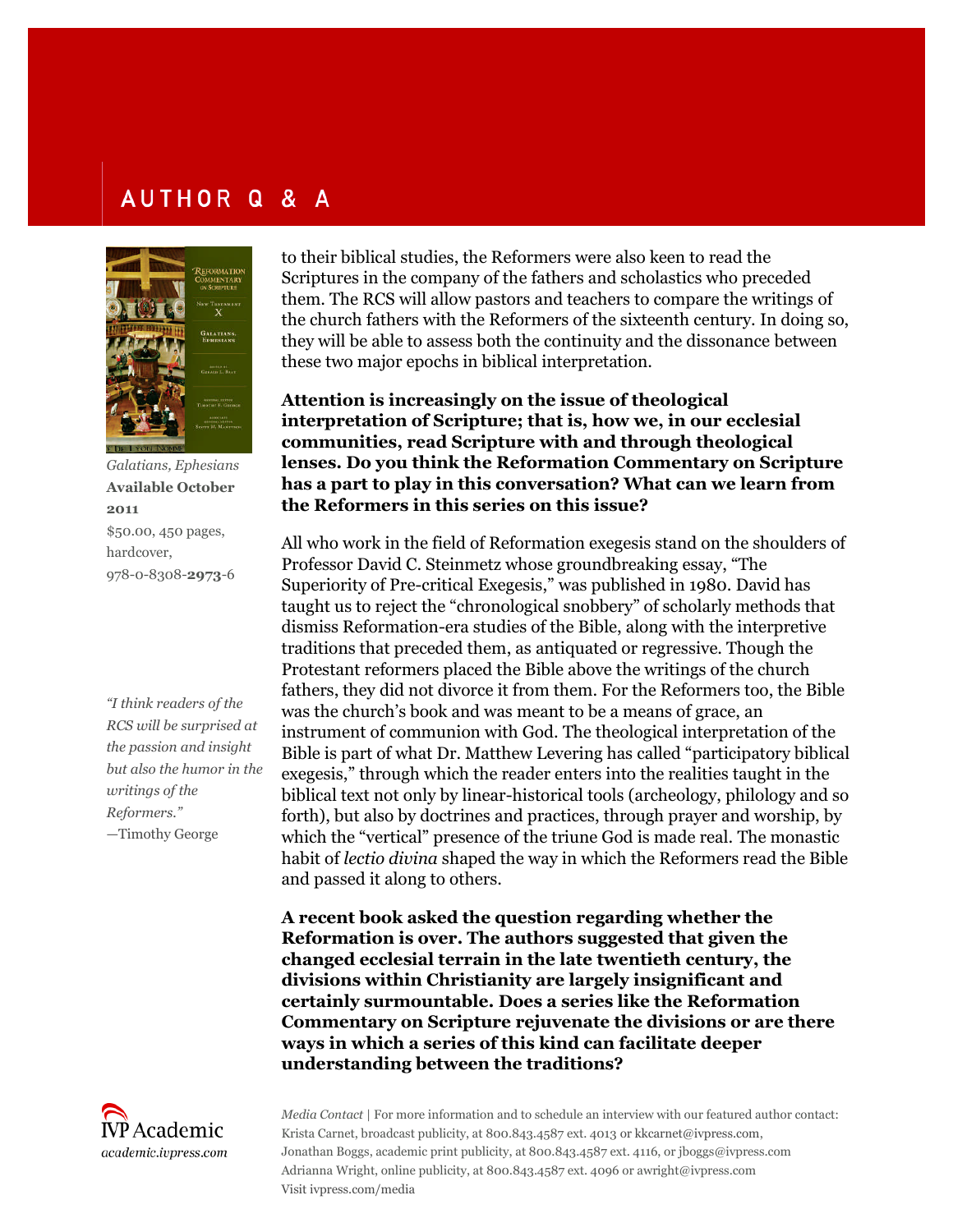# AUTHOR Q & A

*Galatians, Ephesians*
**Available October 2011**
$50.00, 450 pages, hardcover, 978-0-8308-**2973**-6

*"I think readers of the RCS will be surprised at the passion and insight but also the humor in the writings of the Reformers."*
—Timothy George

to their biblical studies, the Reformers were also keen to read the Scriptures in the company of the fathers and scholastics who preceded them. The RCS will allow pastors and teachers to compare the writings of the church fathers with the Reformers of the sixteenth century. In doing so, they will be able to assess both the continuity and the dissonance between these two major epochs in biblical interpretation.

**Attention is increasingly on the issue of theological interpretation of Scripture; that is, how we, in our ecclesial communities, read Scripture with and through theological lenses. Do you think the Reformation Commentary on Scripture has a part to play in this conversation? What can we learn from the Reformers in this series on this issue?**

All who work in the field of Reformation exegesis stand on the shoulders of Professor David C. Steinmetz whose groundbreaking essay, "The Superiority of Pre-critical Exegesis," was published in 1980. David has taught us to reject the "chronological snobbery" of scholarly methods that dismiss Reformation-era studies of the Bible, along with the interpretive traditions that preceded them, as antiquated or regressive. Though the Protestant reformers placed the Bible above the writings of the church fathers, they did not divorce it from them. For the Reformers too, the Bible was the church's book and was meant to be a means of grace, an instrument of communion with God. The theological interpretation of the Bible is part of what Dr. Matthew Levering has called "participatory biblical exegesis," through which the reader enters into the realities taught in the biblical text not only by linear-historical tools (archeology, philology and so forth), but also by doctrines and practices, through prayer and worship, by which the "vertical" presence of the triune God is made real. The monastic habit of *lectio divina* shaped the way in which the Reformers read the Bible and passed it along to others.

**A recent book asked the question regarding whether the Reformation is over. The authors suggested that given the changed ecclesial terrain in the late twentieth century, the divisions within Christianity are largely insignificant and certainly surmountable. Does a series like the Reformation Commentary on Scripture rejuvenate the divisions or are there ways in which a series of this kind can facilitate deeper understanding between the traditions?**

IVP Academic
*academic.ivpress.com*

*Media Contact* | For more information and to schedule an interview with our featured author contact:
Krista Carnet, broadcast publicity, at 800.843.4587 ext. 4013 or kkcarnet@ivpress.com,
Jonathan Boggs, academic print publicity, at 800.843.4587 ext. 4116, or jboggs@ivpress.com
Adrianna Wright, online publicity, at 800.843.4587 ext. 4096 or awright@ivpress.com
Visit ivpress.com/media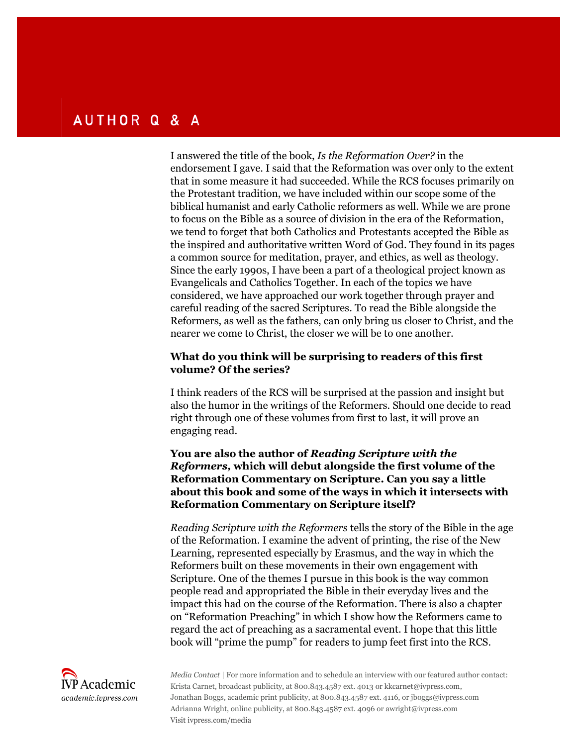# AUTHOR Q & A

I answered the title of the book, *Is the Reformation Over?* in the endorsement I gave. I said that the Reformation was over only to the extent that in some measure it had succeeded. While the RCS focuses primarily on the Protestant tradition, we have included within our scope some of the biblical humanist and early Catholic reformers as well. While we are prone to focus on the Bible as a source of division in the era of the Reformation, we tend to forget that both Catholics and Protestants accepted the Bible as the inspired and authoritative written Word of God. They found in its pages a common source for meditation, prayer, and ethics, as well as theology. Since the early 1990s, I have been a part of a theological project known as Evangelicals and Catholics Together. In each of the topics we have considered, we have approached our work together through prayer and careful reading of the sacred Scriptures. To read the Bible alongside the Reformers, as well as the fathers, can only bring us closer to Christ, and the nearer we come to Christ, the closer we will be to one another.

**What do you think will be surprising to readers of this first volume? Of the series?**

I think readers of the RCS will be surprised at the passion and insight but also the humor in the writings of the Reformers. Should one decide to read right through one of these volumes from first to last, it will prove an engaging read.

**You are also the author of *Reading Scripture with the Reformers*, which will debut alongside the first volume of the Reformation Commentary on Scripture. Can you say a little about this book and some of the ways in which it intersects with Reformation Commentary on Scripture itself?**

*Reading Scripture with the Reformers* tells the story of the Bible in the age of the Reformation. I examine the advent of printing, the rise of the New Learning, represented especially by Erasmus, and the way in which the Reformers built on these movements in their own engagement with Scripture. One of the themes I pursue in this book is the way common people read and appropriated the Bible in their everyday lives and the impact this had on the course of the Reformation. There is also a chapter on "Reformation Preaching" in which I show how the Reformers came to regard the act of preaching as a sacramental event. I hope that this little book will "prime the pump" for readers to jump feet first into the RCS.

IVP Academic
*academic.ivpress.com*

*Media Contact* | For more information and to schedule an interview with our featured author contact:
Krista Carnet, broadcast publicity, at 800.843.4587 ext. 4013 or kkcarnet@ivpress.com,
Jonathan Boggs, academic print publicity, at 800.843.4587 ext. 4116, or jboggs@ivpress.com
Adrianna Wright, online publicity, at 800.843.4587 ext. 4096 or awright@ivpress.com
Visit ivpress.com/media